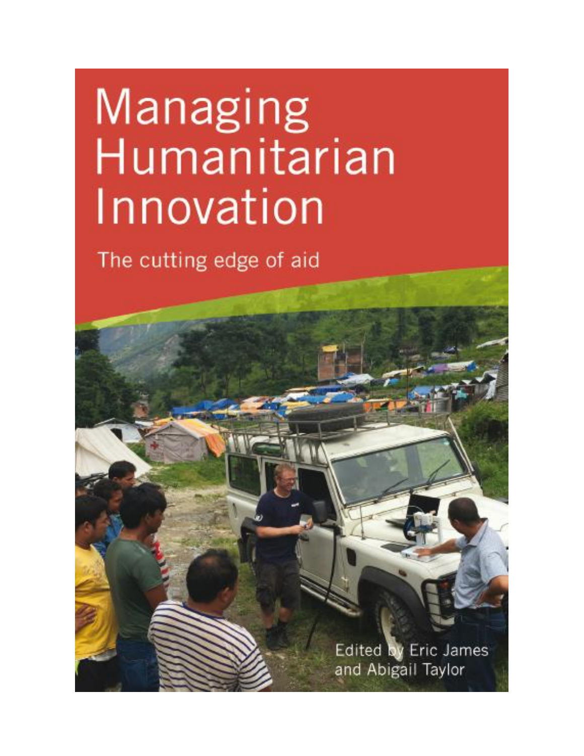# Managing Humanitarian Innovation

## The cutting edge of aid

Edited by Eric James and Abigail Taylor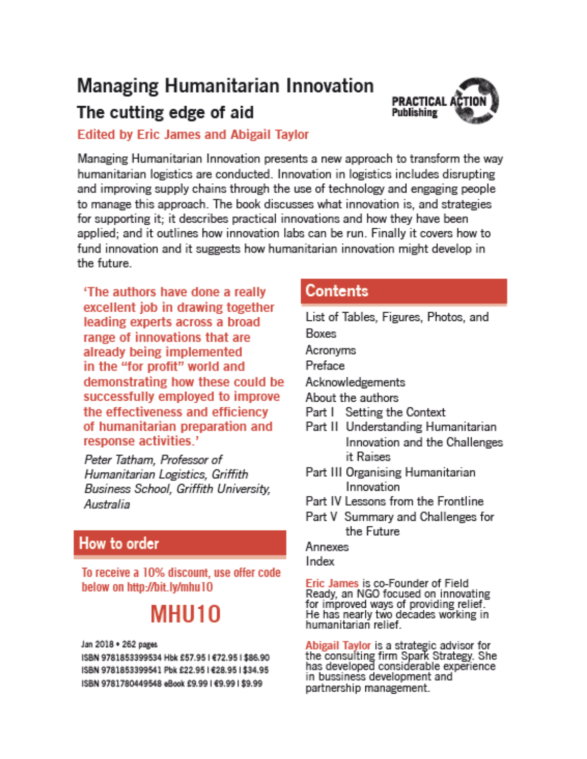# Managing Humanitarian Innovation

## The cutting edge of aid

PRACTICAL ACTION Publishing

**Edited by Eric James and Abigail Taylor**

Managing Humanitarian Innovation presents a new approach to transform the way humanitarian logistics are conducted. Innovation in logistics includes disrupting and improving supply chains through the use of technology and engaging people to manage this approach. The book discusses what innovation is, and strategies for supporting it; it describes practical innovations and how they have been applied; and it outlines how innovation labs can be run. Finally it covers how to fund innovation and it suggests how humanitarian innovation might develop in the future.

**'The authors have done a really excellent job in drawing together leading experts across a broad range of innovations that are already being implemented in the "for profit" world and demonstrating how these could be successfully employed to improve the effectiveness and efficiency of humanitarian preparation and response activities.'**

*Peter Tatham, Professor of Humanitarian Logistics, Griffith Business School, Griffith University, Australia*

## How to order

To receive a 10% discount, use offer code below on http://bit.ly/mhu10

**MHU10**

Jan 2018 • 262 pages

ISBN 9781853399534 Hbk £57.95 | €72.95 | $86.90

ISBN 9781853399541 Pbk £22.95 | €28.95 | $34.95

ISBN 9781780449548 eBook £9.99 | €9.99 | $9.99

## Contents

- List of Tables, Figures, Photos, and Boxes
- Acronyms
- Preface
- Acknowledgements
- About the authors
- Part I Setting the Context
- Part II Understanding Humanitarian Innovation and the Challenges it Raises
- Part III Organising Humanitarian Innovation
- Part IV Lessons from the Frontline
- Part V Summary and Challenges for the Future
- Annexes
- Index

**Eric James** is co-Founder of Field Ready, an NGO focused on innovating for improved ways of providing relief. He has nearly two decades working in humanitarian relief.

**Abigail Taylor** is a strategic advisor for the consulting firm Spark Strategy. She has developed considerable experience in bussiness development and partnership management.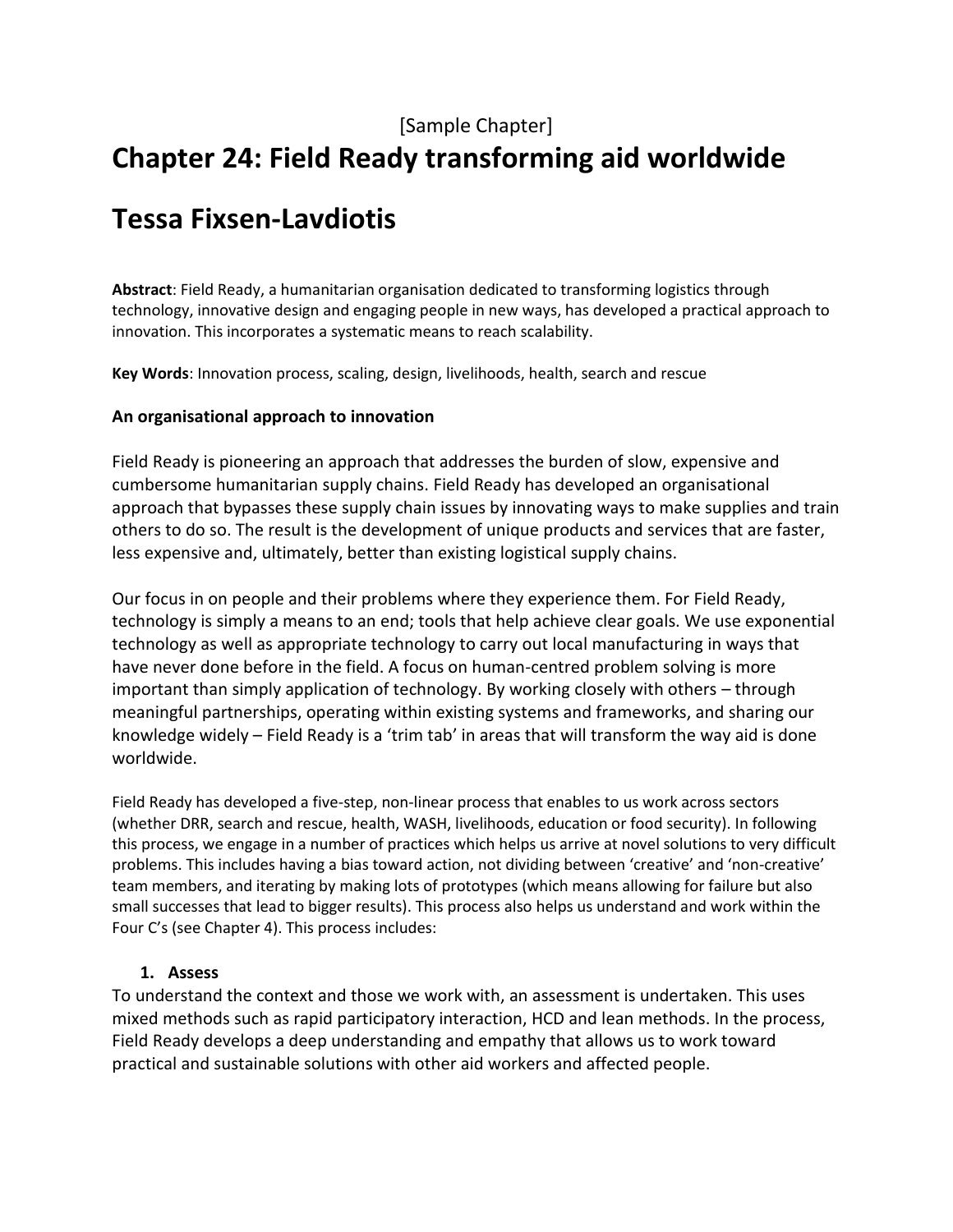[Sample Chapter]

# Chapter 24: Field Ready transforming aid worldwide

# Tessa Fixsen-Lavdiotis

**Abstract**: Field Ready, a humanitarian organisation dedicated to transforming logistics through technology, innovative design and engaging people in new ways, has developed a practical approach to innovation. This incorporates a systematic means to reach scalability.

**Key Words**: Innovation process, scaling, design, livelihoods, health, search and rescue

### An organisational approach to innovation

Field Ready is pioneering an approach that addresses the burden of slow, expensive and cumbersome humanitarian supply chains. Field Ready has developed an organisational approach that bypasses these supply chain issues by innovating ways to make supplies and train others to do so. The result is the development of unique products and services that are faster, less expensive and, ultimately, better than existing logistical supply chains.

Our focus in on people and their problems where they experience them. For Field Ready, technology is simply a means to an end; tools that help achieve clear goals. We use exponential technology as well as appropriate technology to carry out local manufacturing in ways that have never done before in the field. A focus on human-centred problem solving is more important than simply application of technology. By working closely with others – through meaningful partnerships, operating within existing systems and frameworks, and sharing our knowledge widely – Field Ready is a 'trim tab' in areas that will transform the way aid is done worldwide.

Field Ready has developed a five-step, non-linear process that enables to us work across sectors (whether DRR, search and rescue, health, WASH, livelihoods, education or food security). In following this process, we engage in a number of practices which helps us arrive at novel solutions to very difficult problems. This includes having a bias toward action, not dividing between 'creative' and 'non-creative' team members, and iterating by making lots of prototypes (which means allowing for failure but also small successes that lead to bigger results). This process also helps us understand and work within the Four C's (see Chapter 4). This process includes:

1. **Assess**

To understand the context and those we work with, an assessment is undertaken. This uses mixed methods such as rapid participatory interaction, HCD and lean methods. In the process, Field Ready develops a deep understanding and empathy that allows us to work toward practical and sustainable solutions with other aid workers and affected people.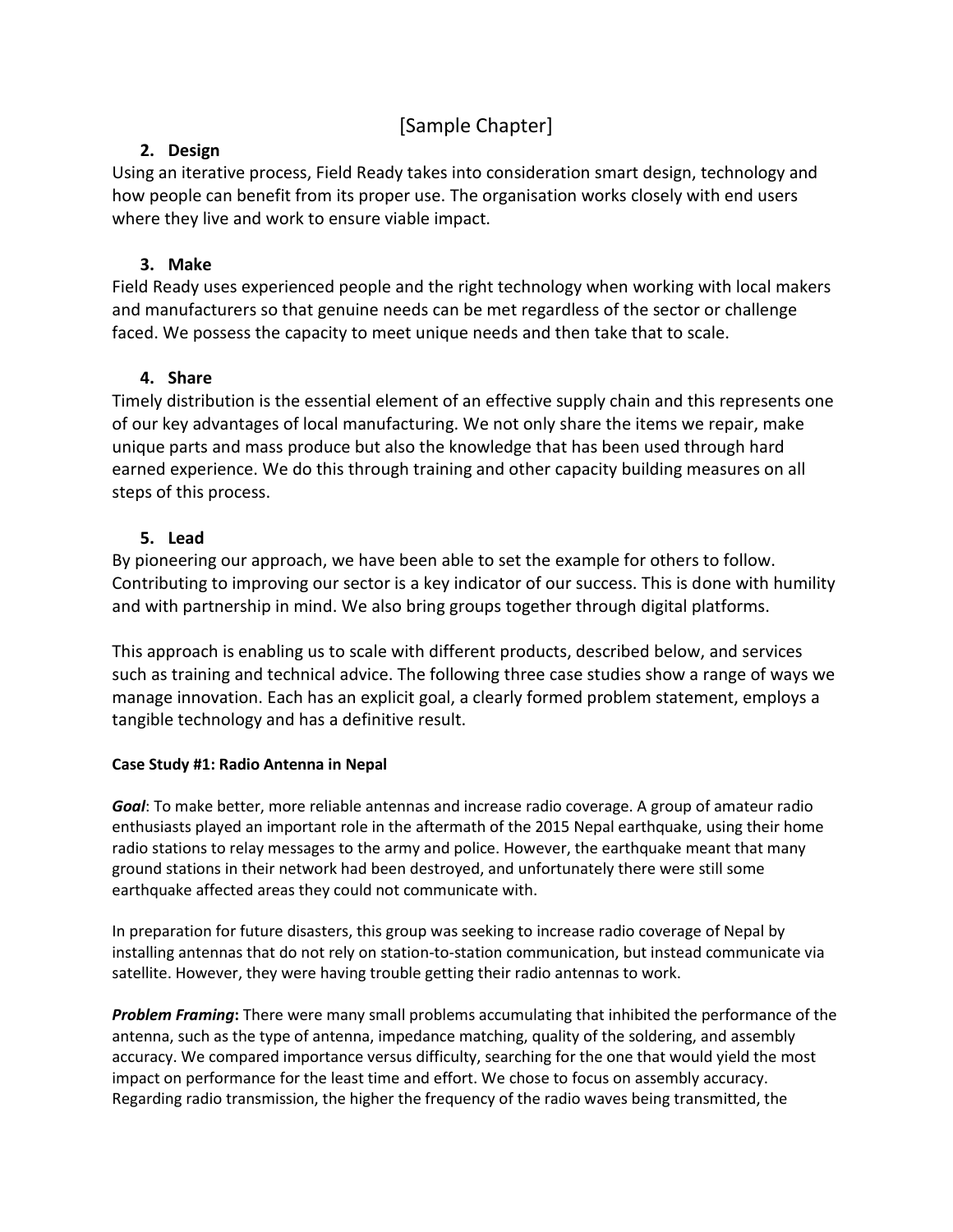[Sample Chapter]

### 2. Design

Using an iterative process, Field Ready takes into consideration smart design, technology and how people can benefit from its proper use. The organisation works closely with end users where they live and work to ensure viable impact.

### 3. Make

Field Ready uses experienced people and the right technology when working with local makers and manufacturers so that genuine needs can be met regardless of the sector or challenge faced. We possess the capacity to meet unique needs and then take that to scale.

### 4. Share

Timely distribution is the essential element of an effective supply chain and this represents one of our key advantages of local manufacturing. We not only share the items we repair, make unique parts and mass produce but also the knowledge that has been used through hard earned experience. We do this through training and other capacity building measures on all steps of this process.

### 5. Lead

By pioneering our approach, we have been able to set the example for others to follow. Contributing to improving our sector is a key indicator of our success. This is done with humility and with partnership in mind. We also bring groups together through digital platforms.

This approach is enabling us to scale with different products, described below, and services such as training and technical advice. The following three case studies show a range of ways we manage innovation. Each has an explicit goal, a clearly formed problem statement, employs a tangible technology and has a definitive result.

#### Case Study #1: Radio Antenna in Nepal

***Goal***: To make better, more reliable antennas and increase radio coverage. A group of amateur radio enthusiasts played an important role in the aftermath of the 2015 Nepal earthquake, using their home radio stations to relay messages to the army and police. However, the earthquake meant that many ground stations in their network had been destroyed, and unfortunately there were still some earthquake affected areas they could not communicate with.

In preparation for future disasters, this group was seeking to increase radio coverage of Nepal by installing antennas that do not rely on station-to-station communication, but instead communicate via satellite. However, they were having trouble getting their radio antennas to work.

***Problem Framing***: There were many small problems accumulating that inhibited the performance of the antenna, such as the type of antenna, impedance matching, quality of the soldering, and assembly accuracy. We compared importance versus difficulty, searching for the one that would yield the most impact on performance for the least time and effort. We chose to focus on assembly accuracy. Regarding radio transmission, the higher the frequency of the radio waves being transmitted, the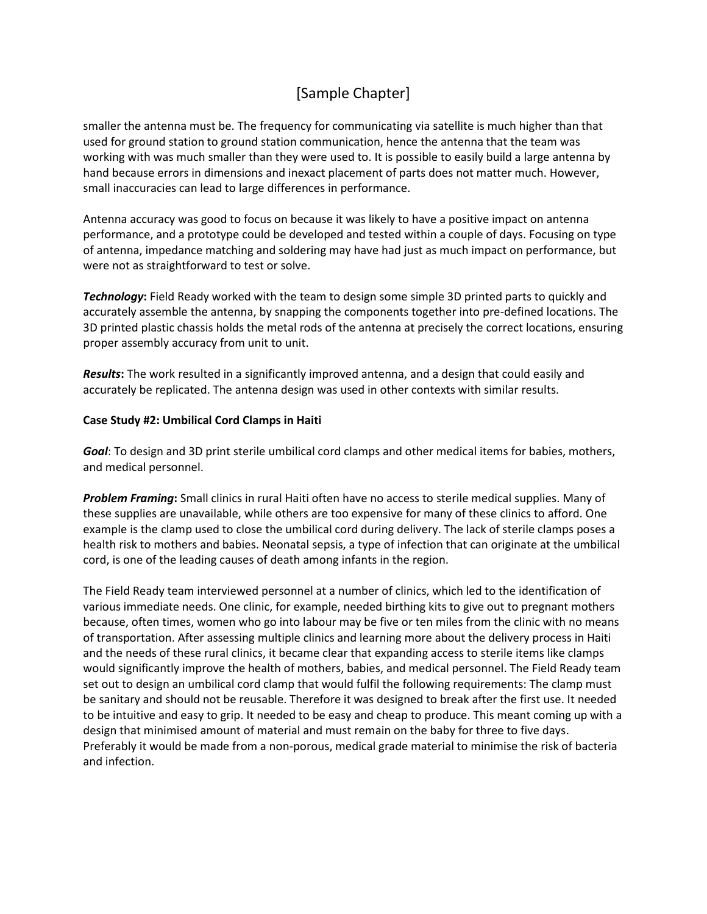smaller the antenna must be. The frequency for communicating via satellite is much higher than that used for ground station to ground station communication, hence the antenna that the team was working with was much smaller than they were used to. It is possible to easily build a large antenna by hand because errors in dimensions and inexact placement of parts does not matter much. However, small inaccuracies can lead to large differences in performance.

Antenna accuracy was good to focus on because it was likely to have a positive impact on antenna performance, and a prototype could be developed and tested within a couple of days. Focusing on type of antenna, impedance matching and soldering may have had just as much impact on performance, but were not as straightforward to test or solve.

***Technology*:** Field Ready worked with the team to design some simple 3D printed parts to quickly and accurately assemble the antenna, by snapping the components together into pre-defined locations. The 3D printed plastic chassis holds the metal rods of the antenna at precisely the correct locations, ensuring proper assembly accuracy from unit to unit.

***Results*:** The work resulted in a significantly improved antenna, and a design that could easily and accurately be replicated. The antenna design was used in other contexts with similar results.

**Case Study #2: Umbilical Cord Clamps in Haiti**

***Goal***: To design and 3D print sterile umbilical cord clamps and other medical items for babies, mothers, and medical personnel.

***Problem Framing*:** Small clinics in rural Haiti often have no access to sterile medical supplies. Many of these supplies are unavailable, while others are too expensive for many of these clinics to afford. One example is the clamp used to close the umbilical cord during delivery. The lack of sterile clamps poses a health risk to mothers and babies. Neonatal sepsis, a type of infection that can originate at the umbilical cord, is one of the leading causes of death among infants in the region.

The Field Ready team interviewed personnel at a number of clinics, which led to the identification of various immediate needs. One clinic, for example, needed birthing kits to give out to pregnant mothers because, often times, women who go into labour may be five or ten miles from the clinic with no means of transportation. After assessing multiple clinics and learning more about the delivery process in Haiti and the needs of these rural clinics, it became clear that expanding access to sterile items like clamps would significantly improve the health of mothers, babies, and medical personnel. The Field Ready team set out to design an umbilical cord clamp that would fulfil the following requirements: The clamp must be sanitary and should not be reusable. Therefore it was designed to break after the first use. It needed to be intuitive and easy to grip. It needed to be easy and cheap to produce. This meant coming up with a design that minimised amount of material and must remain on the baby for three to five days. Preferably it would be made from a non-porous, medical grade material to minimise the risk of bacteria and infection.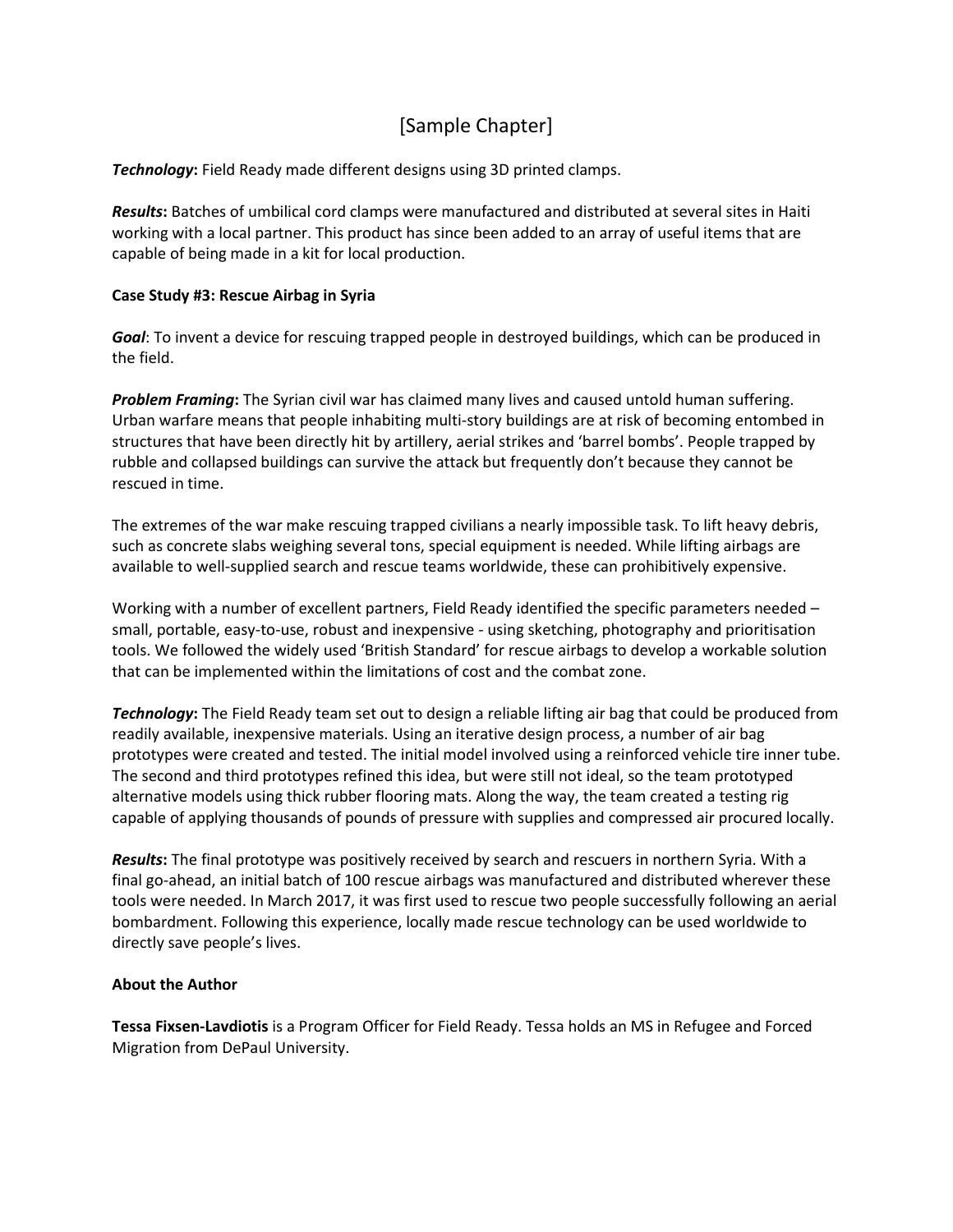# [Sample Chapter]

***Technology*:** Field Ready made different designs using 3D printed clamps.

***Results*:** Batches of umbilical cord clamps were manufactured and distributed at several sites in Haiti working with a local partner. This product has since been added to an array of useful items that are capable of being made in a kit for local production.

**Case Study #3: Rescue Airbag in Syria**

***Goal***: To invent a device for rescuing trapped people in destroyed buildings, which can be produced in the field.

***Problem Framing*:** The Syrian civil war has claimed many lives and caused untold human suffering. Urban warfare means that people inhabiting multi-story buildings are at risk of becoming entombed in structures that have been directly hit by artillery, aerial strikes and 'barrel bombs'. People trapped by rubble and collapsed buildings can survive the attack but frequently don't because they cannot be rescued in time.

The extremes of the war make rescuing trapped civilians a nearly impossible task. To lift heavy debris, such as concrete slabs weighing several tons, special equipment is needed. While lifting airbags are available to well-supplied search and rescue teams worldwide, these can prohibitively expensive.

Working with a number of excellent partners, Field Ready identified the specific parameters needed – small, portable, easy-to-use, robust and inexpensive - using sketching, photography and prioritisation tools. We followed the widely used 'British Standard' for rescue airbags to develop a workable solution that can be implemented within the limitations of cost and the combat zone.

***Technology*:** The Field Ready team set out to design a reliable lifting air bag that could be produced from readily available, inexpensive materials. Using an iterative design process, a number of air bag prototypes were created and tested. The initial model involved using a reinforced vehicle tire inner tube. The second and third prototypes refined this idea, but were still not ideal, so the team prototyped alternative models using thick rubber flooring mats. Along the way, the team created a testing rig capable of applying thousands of pounds of pressure with supplies and compressed air procured locally.

***Results*:** The final prototype was positively received by search and rescuers in northern Syria. With a final go-ahead, an initial batch of 100 rescue airbags was manufactured and distributed wherever these tools were needed. In March 2017, it was first used to rescue two people successfully following an aerial bombardment. Following this experience, locally made rescue technology can be used worldwide to directly save people's lives.

**About the Author**

**Tessa Fixsen-Lavdiotis** is a Program Officer for Field Ready. Tessa holds an MS in Refugee and Forced Migration from DePaul University.